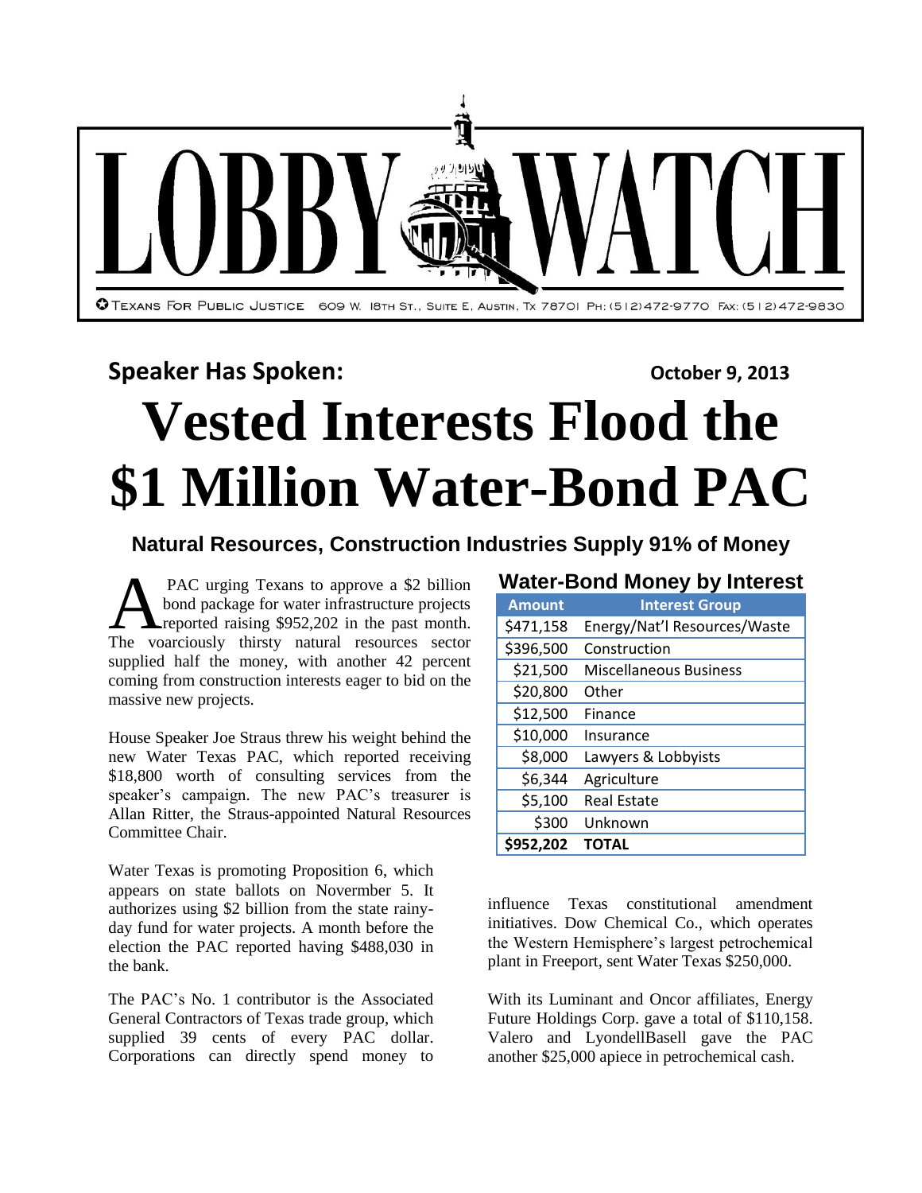# LOBBY WATCH

TEXANS FOR PUBLIC JUSTICE 609 W. 18TH ST., SUITE E, AUSTIN, TX 78701 PH: (512)472-9770 FAX: (512)472-9830

**Speaker Has Spoken:** **October 9, 2013**

# Vested Interests Flood the $1 Million Water-Bond PAC

### Natural Resources, Construction Industries Supply 91% of Money

A PAC urging Texans to approve a $2 billion bond package for water infrastructure projects reported raising $952,202 in the past month. The voarciously thirsty natural resources sector supplied half the money, with another 42 percent coming from construction interests eager to bid on the massive new projects.

House Speaker Joe Straus threw his weight behind the new Water Texas PAC, which reported receiving $18,800 worth of consulting services from the speaker's campaign. The new PAC's treasurer is Allan Ritter, the Straus-appointed Natural Resources Committee Chair.

Water Texas is promoting Proposition 6, which appears on state ballots on Novermber 5. It authorizes using $2 billion from the state rainy-day fund for water projects. A month before the election the PAC reported having $488,030 in the bank.

The PAC's No. 1 contributor is the Associated General Contractors of Texas trade group, which supplied 39 cents of every PAC dollar. Corporations can directly spend money to influence Texas constitutional amendment initiatives. Dow Chemical Co., which operates the Western Hemisphere's largest petrochemical plant in Freeport, sent Water Texas $250,000.

With its Luminant and Oncor affiliates, Energy Future Holdings Corp. gave a total of $110,158. Valero and LyondellBasell gave the PAC another $25,000 apiece in petrochemical cash.

**Water-Bond Money by Interest**

| Amount | Interest Group |
|---|---|
| $471,158 | Energy/Nat'l Resources/Waste |
| $396,500 | Construction |
| $21,500 | Miscellaneous Business |
| $20,800 | Other |
| $12,500 | Finance |
| $10,000 | Insurance |
| $8,000 | Lawyers & Lobbyists |
| $6,344 | Agriculture |
| $5,100 | Real Estate |
| $300 | Unknown |
| **$952,202** | **TOTAL** |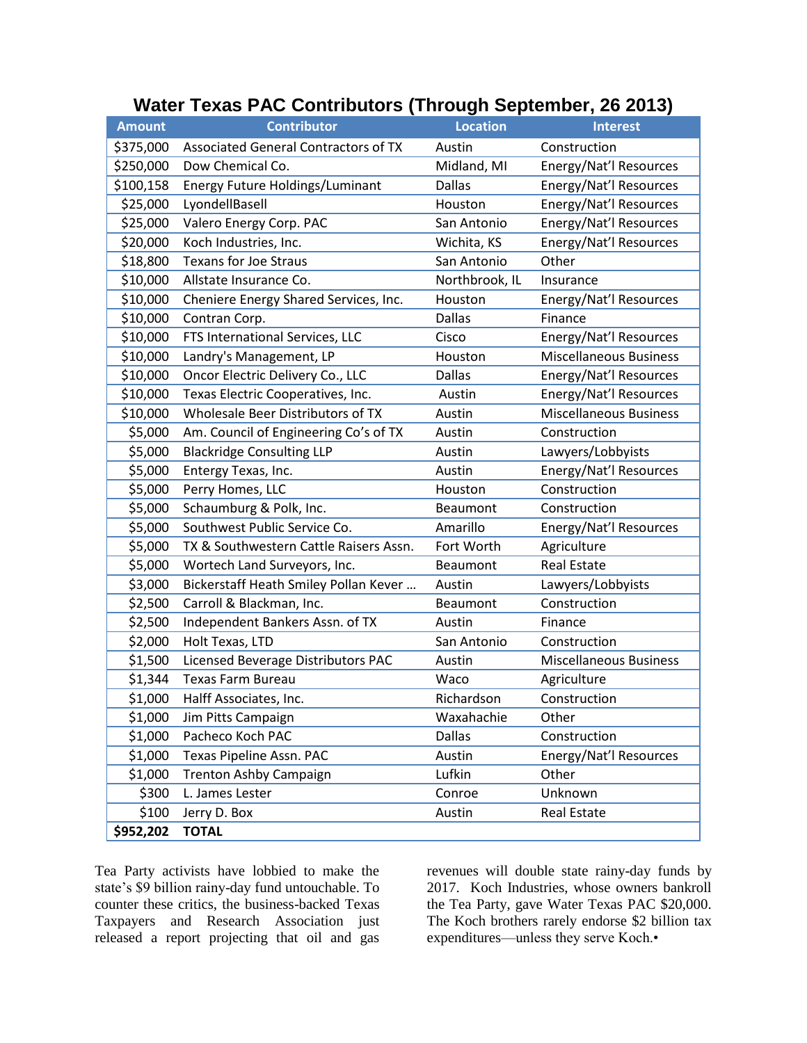## Water Texas PAC Contributors (Through September, 26 2013)

| Amount | Contributor | Location | Interest |
|---|---|---|---|
| $375,000 | Associated General Contractors of TX | Austin | Construction |
| $250,000 | Dow Chemical Co. | Midland, MI | Energy/Nat'l Resources |
| $100,158 | Energy Future Holdings/Luminant | Dallas | Energy/Nat'l Resources |
| $25,000 | LyondellBasell | Houston | Energy/Nat'l Resources |
| $25,000 | Valero Energy Corp. PAC | San Antonio | Energy/Nat'l Resources |
| $20,000 | Koch Industries, Inc. | Wichita, KS | Energy/Nat'l Resources |
| $18,800 | Texans for Joe Straus | San Antonio | Other |
| $10,000 | Allstate Insurance Co. | Northbrook, IL | Insurance |
| $10,000 | Cheniere Energy Shared Services, Inc. | Houston | Energy/Nat'l Resources |
| $10,000 | Contran Corp. | Dallas | Finance |
| $10,000 | FTS International Services, LLC | Cisco | Energy/Nat'l Resources |
| $10,000 | Landry's Management, LP | Houston | Miscellaneous Business |
| $10,000 | Oncor Electric Delivery Co., LLC | Dallas | Energy/Nat'l Resources |
| $10,000 | Texas Electric Cooperatives, Inc. | Austin | Energy/Nat'l Resources |
| $10,000 | Wholesale Beer Distributors of TX | Austin | Miscellaneous Business |
| $5,000 | Am. Council of Engineering Co's of TX | Austin | Construction |
| $5,000 | Blackridge Consulting LLP | Austin | Lawyers/Lobbyists |
| $5,000 | Entergy Texas, Inc. | Austin | Energy/Nat'l Resources |
| $5,000 | Perry Homes, LLC | Houston | Construction |
| $5,000 | Schaumburg & Polk, Inc. | Beaumont | Construction |
| $5,000 | Southwest Public Service Co. | Amarillo | Energy/Nat'l Resources |
| $5,000 | TX & Southwestern Cattle Raisers Assn. | Fort Worth | Agriculture |
| $5,000 | Wortech Land Surveyors, Inc. | Beaumont | Real Estate |
| $3,000 | Bickerstaff Heath Smiley Pollan Kever ... | Austin | Lawyers/Lobbyists |
| $2,500 | Carroll & Blackman, Inc. | Beaumont | Construction |
| $2,500 | Independent Bankers Assn. of TX | Austin | Finance |
| $2,000 | Holt Texas, LTD | San Antonio | Construction |
| $1,500 | Licensed Beverage Distributors PAC | Austin | Miscellaneous Business |
| $1,344 | Texas Farm Bureau | Waco | Agriculture |
| $1,000 | Halff Associates, Inc. | Richardson | Construction |
| $1,000 | Jim Pitts Campaign | Waxahachie | Other |
| $1,000 | Pacheco Koch PAC | Dallas | Construction |
| $1,000 | Texas Pipeline Assn. PAC | Austin | Energy/Nat'l Resources |
| $1,000 | Trenton Ashby Campaign | Lufkin | Other |
| $300 | L. James Lester | Conroe | Unknown |
| $100 | Jerry D. Box | Austin | Real Estate |
| **$952,202** | **TOTAL** | | |

Tea Party activists have lobbied to make the state's $9 billion rainy-day fund untouchable. To counter these critics, the business-backed Texas Taxpayers and Research Association just released a report projecting that oil and gas revenues will double state rainy-day funds by 2017. Koch Industries, whose owners bankroll the Tea Party, gave Water Texas PAC $20,000. The Koch brothers rarely endorse $2 billion tax expenditures—unless they serve Koch.•